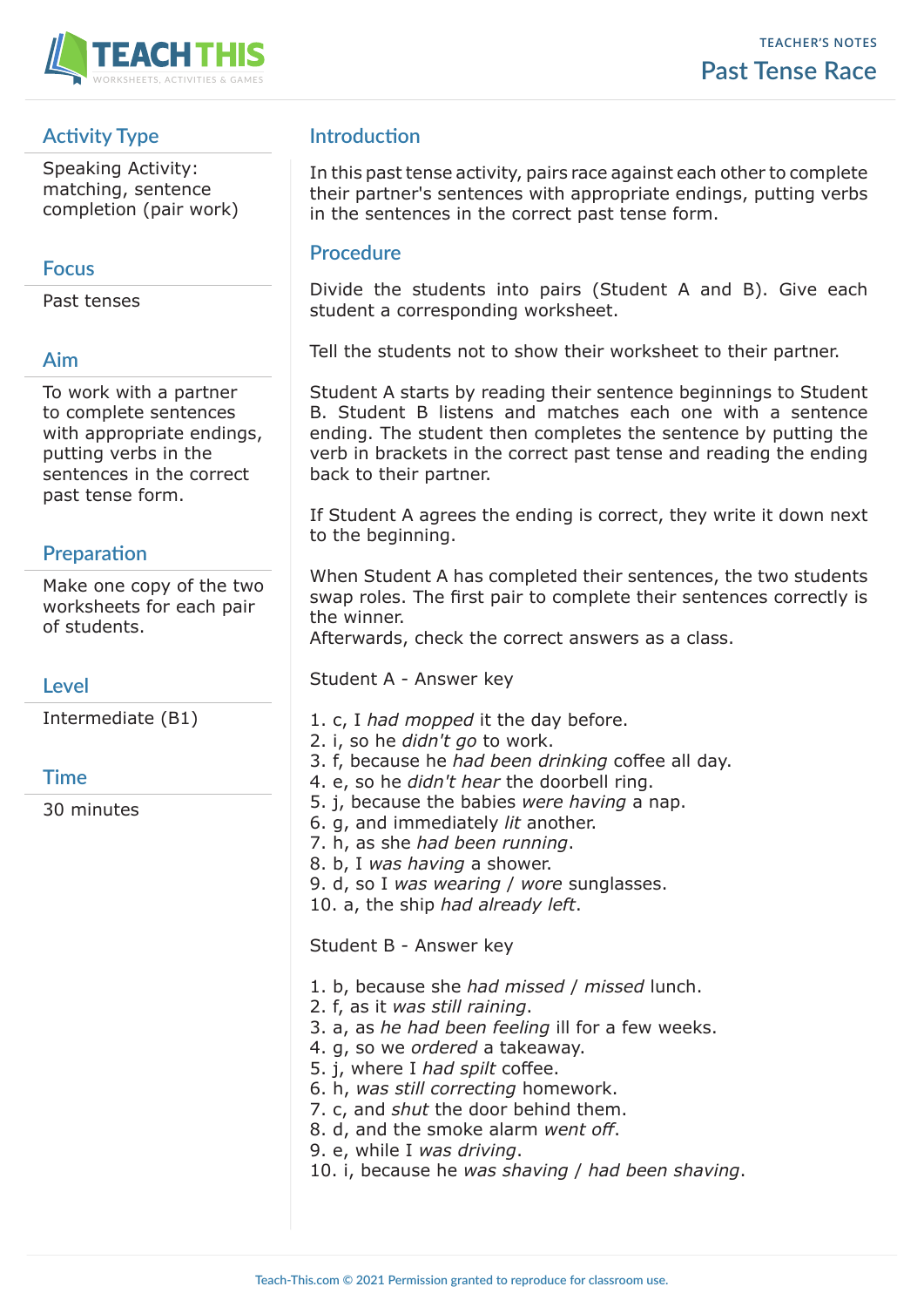TEACHER'S NOTES

# Past Tense Race

## Activity Type

Speaking Activity: matching, sentence completion (pair work)

## Focus

Past tenses

## Aim

To work with a partner to complete sentences with appropriate endings, putting verbs in the sentences in the correct past tense form.

## Preparation

Make one copy of the two worksheets for each pair of students.

## Level

Intermediate (B1)

## Time

30 minutes

## Introduction

In this past tense activity, pairs race against each other to complete their partner's sentences with appropriate endings, putting verbs in the sentences in the correct past tense form.

## Procedure

Divide the students into pairs (Student A and B). Give each student a corresponding worksheet.

Tell the students not to show their worksheet to their partner.

Student A starts by reading their sentence beginnings to Student B. Student B listens and matches each one with a sentence ending. The student then completes the sentence by putting the verb in brackets in the correct past tense and reading the ending back to their partner.

If Student A agrees the ending is correct, they write it down next to the beginning.

When Student A has completed their sentences, the two students swap roles. The first pair to complete their sentences correctly is the winner.
Afterwards, check the correct answers as a class.

Student A - Answer key

1. c, I *had mopped* it the day before.
2. i, so he *didn't go* to work.
3. f, because he *had been drinking* coffee all day.
4. e, so he *didn't hear* the doorbell ring.
5. j, because the babies *were having* a nap.
6. g, and immediately *lit* another.
7. h, as she *had been running*.
8. b, I *was having* a shower.
9. d, so I *was wearing* / *wore* sunglasses.
10. a, the ship *had already left*.

Student B - Answer key

1. b, because she *had missed* / *missed* lunch.
2. f, as it *was still raining*.
3. a, as *he had been feeling* ill for a few weeks.
4. g, so we *ordered* a takeaway.
5. j, where I *had spilt* coffee.
6. h, *was still correcting* homework.
7. c, and *shut* the door behind them.
8. d, and the smoke alarm *went off*.
9. e, while I *was driving*.
10. i, because he *was shaving* / *had been shaving*.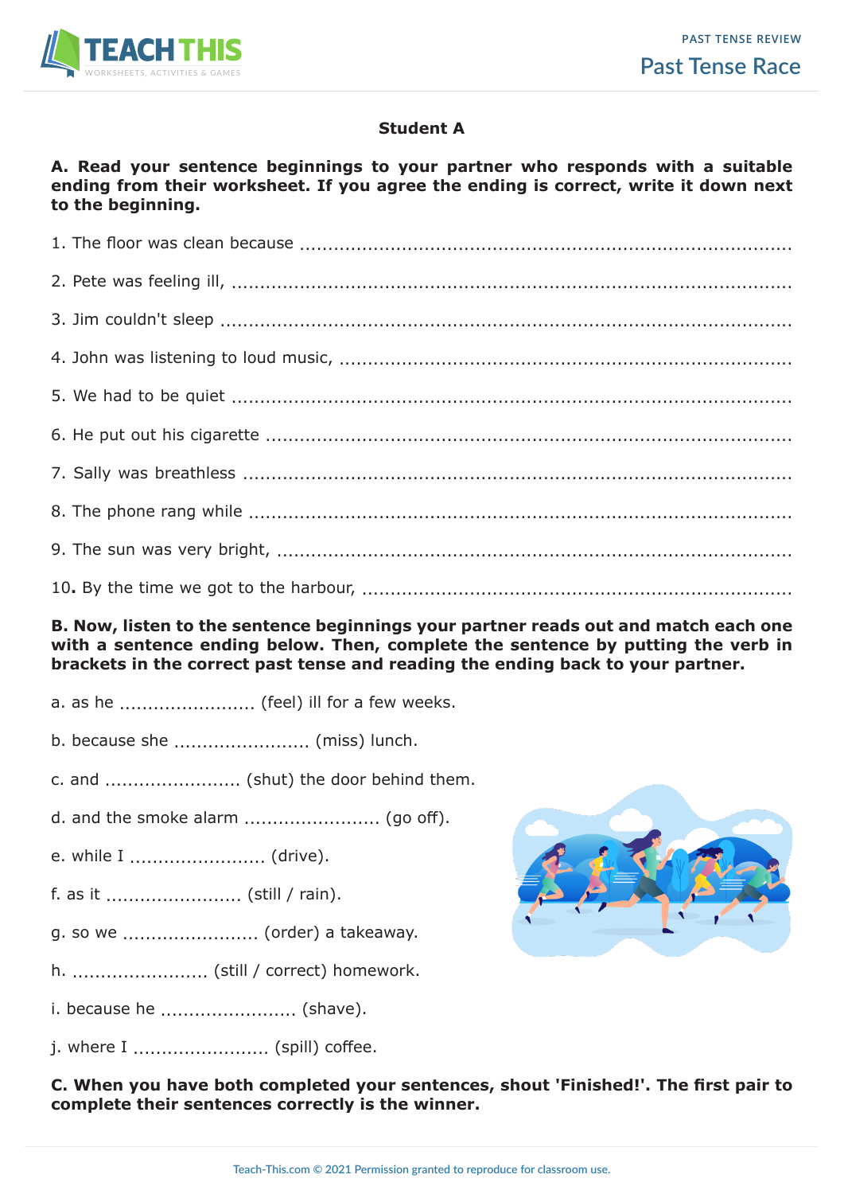### Student A

**A. Read your sentence beginnings to your partner who responds with a suitable ending from their worksheet. If you agree the ending is correct, write it down next to the beginning.**

1. The floor was clean because ..............................................................................

2. Pete was feeling ill, ..............................................................................

3. Jim couldn't sleep ..............................................................................

4. John was listening to loud music, ..............................................................................

5. We had to be quiet ..............................................................................

6. He put out his cigarette ..............................................................................

7. Sally was breathless ..............................................................................

8. The phone rang while ..............................................................................

9. The sun was very bright, ..............................................................................

10. By the time we got to the harbour, ..............................................................................

**B. Now, listen to the sentence beginnings your partner reads out and match each one with a sentence ending below. Then, complete the sentence by putting the verb in brackets in the correct past tense and reading the ending back to your partner.**

a. as he ........................ (feel) ill for a few weeks.

b. because she ........................ (miss) lunch.

c. and ........................ (shut) the door behind them.

d. and the smoke alarm ........................ (go off).

e. while I ........................ (drive).

f. as it ........................ (still / rain).

g. so we ........................ (order) a takeaway.

h. ........................ (still / correct) homework.

i. because he ........................ (shave).

j. where I ........................ (spill) coffee.

**C. When you have both completed your sentences, shout 'Finished!'. The first pair to complete their sentences correctly is the winner.**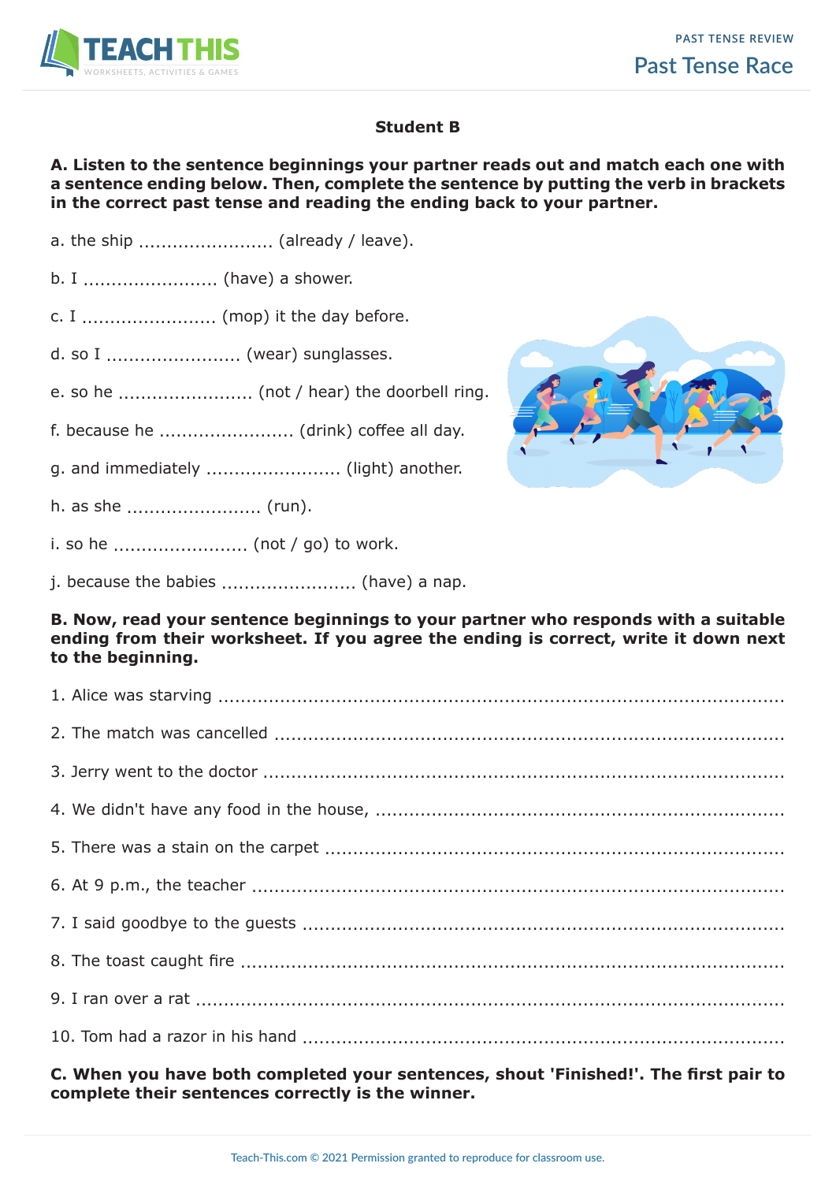**Student B**

**A. Listen to the sentence beginnings your partner reads out and match each one with a sentence ending below. Then, complete the sentence by putting the verb in brackets in the correct past tense and reading the ending back to your partner.**

a. the ship ........................ (already / leave).

b. I ........................ (have) a shower.

c. I ........................ (mop) it the day before.

d. so I ........................ (wear) sunglasses.

e. so he ........................ (not / hear) the doorbell ring.

f. because he ........................ (drink) coffee all day.

g. and immediately ........................ (light) another.

h. as she ........................ (run).

i. so he ........................ (not / go) to work.

j. because the babies ........................ (have) a nap.

**B. Now, read your sentence beginnings to your partner who responds with a suitable ending from their worksheet. If you agree the ending is correct, write it down next to the beginning.**

1. Alice was starving ..........................................................................................

2. The match was cancelled ..........................................................................................

3. Jerry went to the doctor ..........................................................................................

4. We didn't have any food in the house, ..........................................................................................

5. There was a stain on the carpet ..........................................................................................

6. At 9 p.m., the teacher ..........................................................................................

7. I said goodbye to the guests ..........................................................................................

8. The toast caught fire ..........................................................................................

9. I ran over a rat ..........................................................................................

10. Tom had a razor in his hand ..........................................................................................

**C. When you have both completed your sentences, shout 'Finished!'. The first pair to complete their sentences correctly is the winner.**